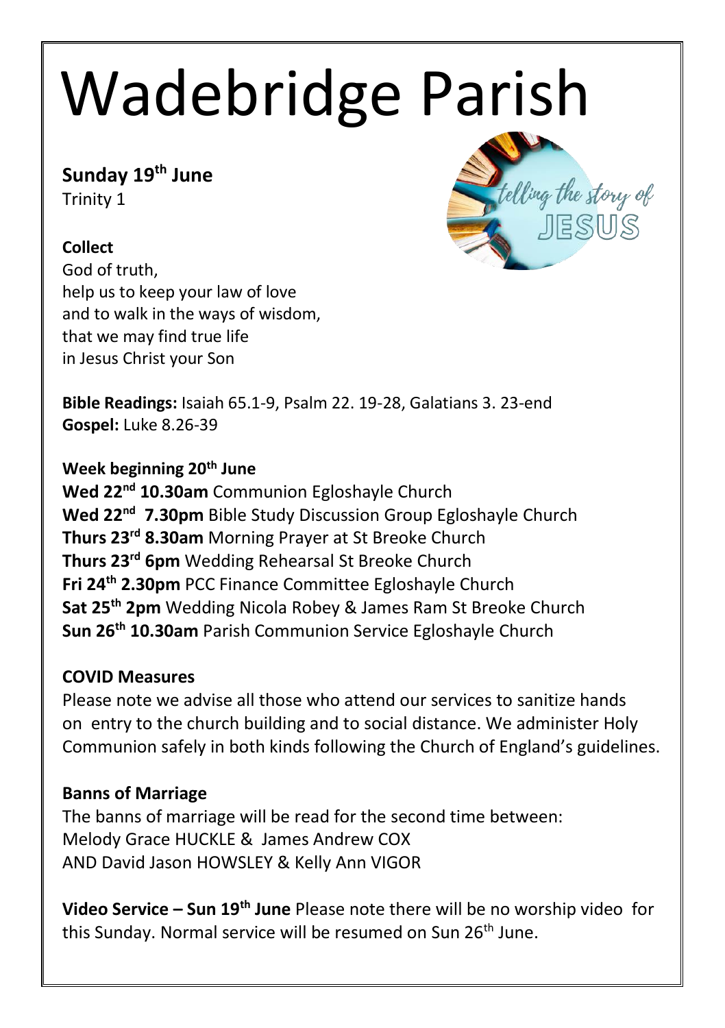# Wadebridge Parish

**Sunday 19th June**
Trinity 1

**Collect**
God of truth,
help us to keep your law of love
and to walk in the ways of wisdom,
that we may find true life
in Jesus Christ your Son

**Bible Readings:** Isaiah 65.1-9, Psalm 22. 19-28, Galatians 3. 23-end
**Gospel:** Luke 8.26-39

**Week beginning 20th June**
**Wed 22nd 10.30am** Communion Egloshayle Church
**Wed 22nd 7.30pm** Bible Study Discussion Group Egloshayle Church
**Thurs 23rd 8.30am** Morning Prayer at St Breoke Church
**Thurs 23rd 6pm** Wedding Rehearsal St Breoke Church
**Fri 24th 2.30pm** PCC Finance Committee Egloshayle Church
**Sat 25th 2pm** Wedding Nicola Robey & James Ram St Breoke Church
**Sun 26th 10.30am** Parish Communion Service Egloshayle Church

**COVID Measures**
Please note we advise all those who attend our services to sanitize hands on entry to the church building and to social distance. We administer Holy Communion safely in both kinds following the Church of England's guidelines.

**Banns of Marriage**
The banns of marriage will be read for the second time between:
Melody Grace HUCKLE & James Andrew COX
AND David Jason HOWSLEY & Kelly Ann VIGOR

**Video Service – Sun 19th June** Please note there will be no worship video for this Sunday. Normal service will be resumed on Sun 26th June.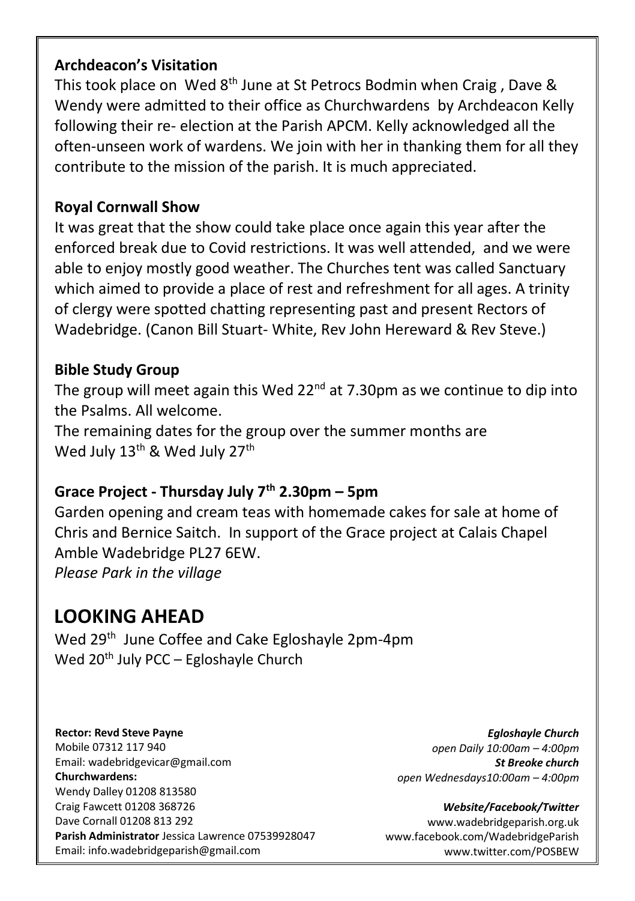### Archdeacon's Visitation

This took place on Wed 8th June at St Petrocs Bodmin when Craig , Dave & Wendy were admitted to their office as Churchwardens by Archdeacon Kelly following their re- election at the Parish APCM. Kelly acknowledged all the often-unseen work of wardens. We join with her in thanking them for all they contribute to the mission of the parish. It is much appreciated.

### Royal Cornwall Show

It was great that the show could take place once again this year after the enforced break due to Covid restrictions. It was well attended, and we were able to enjoy mostly good weather. The Churches tent was called Sanctuary which aimed to provide a place of rest and refreshment for all ages. A trinity of clergy were spotted chatting representing past and present Rectors of Wadebridge. (Canon Bill Stuart- White, Rev John Hereward & Rev Steve.)

### Bible Study Group

The group will meet again this Wed 22nd at 7.30pm as we continue to dip into the Psalms. All welcome.

The remaining dates for the group over the summer months are
Wed July 13th & Wed July 27th

### Grace Project - Thursday July 7th 2.30pm – 5pm

Garden opening and cream teas with homemade cakes for sale at home of Chris and Bernice Saitch. In support of the Grace project at Calais Chapel Amble Wadebridge PL27 6EW.
*Please Park in the village*

## LOOKING AHEAD

Wed 29th June Coffee and Cake Egloshayle 2pm-4pm
Wed 20th July PCC – Egloshayle Church

**Rector: Revd Steve Payne**
Mobile 07312 117 940
Email: wadebridgevicar@gmail.com
**Churchwardens:**
Wendy Dalley 01208 813580
Craig Fawcett 01208 368726
Dave Cornall 01208 813 292
**Parish Administrator** Jessica Lawrence 07539928047
Email: info.wadebridgeparish@gmail.com

***Egloshayle Church***
*open Daily 10:00am – 4:00pm*
***St Breoke church***
*open Wednesdays10:00am – 4:00pm*

***Website/Facebook/Twitter***
www.wadebridgeparish.org.uk
www.facebook.com/WadebridgeParish
www.twitter.com/POSBEW